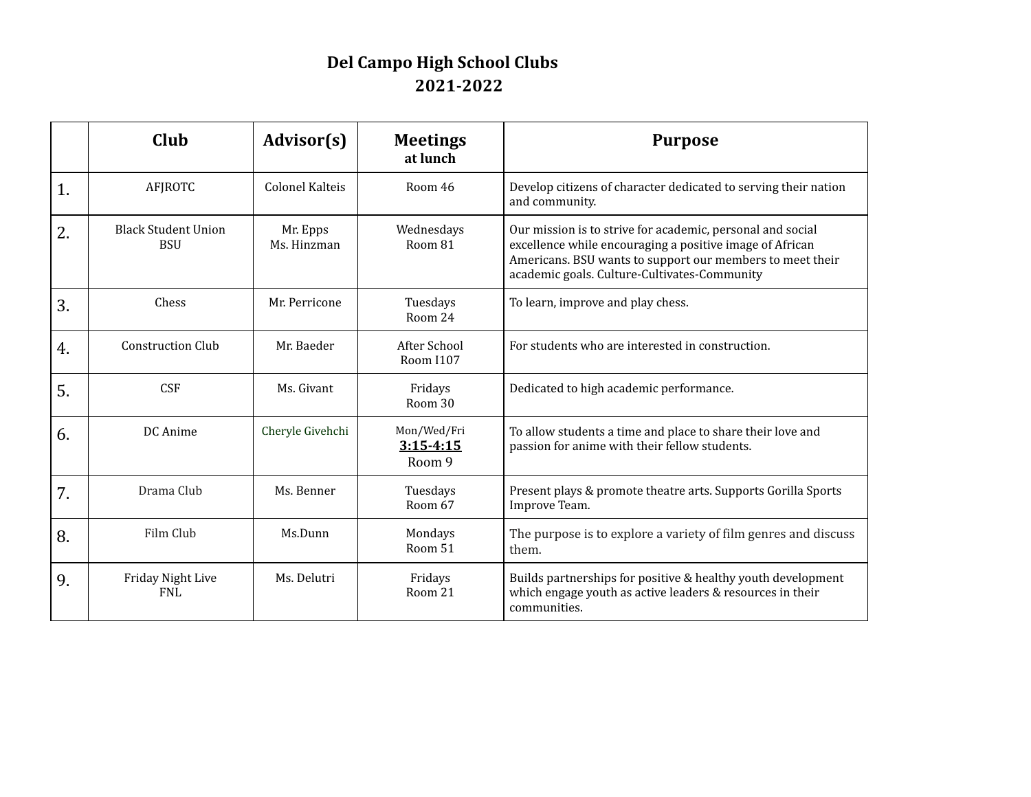# Del Campo High School Clubs
## 2021-2022

| | Club | Advisor(s) | Meetings at lunch | Purpose |
|---|---|---|---|---|
| 1. | AFJROTC | Colonel Kalteis | Room 46 | Develop citizens of character dedicated to serving their nation and community. |
| 2. | Black Student Union BSU | Mr. Epps Ms. Hinzman | Wednesdays Room 81 | Our mission is to strive for academic, personal and social excellence while encouraging a positive image of African Americans. BSU wants to support our members to meet their academic goals. Culture-Cultivates-Community |
| 3. | Chess | Mr. Perricone | Tuesdays Room 24 | To learn, improve and play chess. |
| 4. | Construction Club | Mr. Baeder | After School Room I107 | For students who are interested in construction. |
| 5. | CSF | Ms. Givant | Fridays Room 30 | Dedicated to high academic performance. |
| 6. | DC Anime | Cheryle Givehchi | Mon/Wed/Fri **3:15-4:15** Room 9 | To allow students a time and place to share their love and passion for anime with their fellow students. |
| 7. | Drama Club | Ms. Benner | Tuesdays Room 67 | Present plays & promote theatre arts. Supports Gorilla Sports Improve Team. |
| 8. | Film Club | Ms.Dunn | Mondays Room 51 | The purpose is to explore a variety of film genres and discuss them. |
| 9. | Friday Night Live FNL | Ms. Delutri | Fridays Room 21 | Builds partnerships for positive & healthy youth development which engage youth as active leaders & resources in their communities. |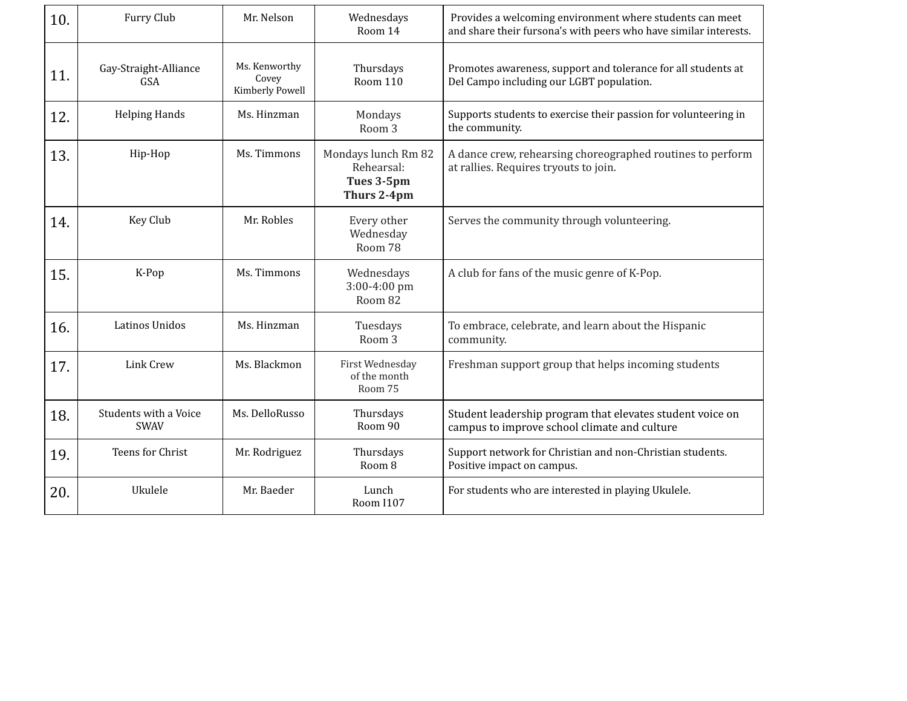| 10. | Furry Club | Mr. Nelson | Wednesdays<br>Room 14 | Provides a welcoming environment where students can meet and share their fursona's with peers who have similar interests. |
|---|---|---|---|---|
| 11. | Gay-Straight-Alliance<br>GSA | Ms. Kenworthy<br>Covey<br>Kimberly Powell | Thursdays<br>Room 110 | Promotes awareness, support and tolerance for all students at Del Campo including our LGBT population. |
| 12. | Helping Hands | Ms. Hinzman | Mondays<br>Room 3 | Supports students to exercise their passion for volunteering in the community. |
| 13. | Hip-Hop | Ms. Timmons | Mondays lunch Rm 82<br>Rehearsal:<br>**Tues 3-5pm**<br>**Thurs 2-4pm** | A dance crew, rehearsing choreographed routines to perform at rallies. Requires tryouts to join. |
| 14. | Key Club | Mr. Robles | Every other Wednesday<br>Room 78 | Serves the community through volunteering. |
| 15. | K-Pop | Ms. Timmons | Wednesdays<br>3:00-4:00 pm<br>Room 82 | A club for fans of the music genre of K-Pop. |
| 16. | Latinos Unidos | Ms. Hinzman | Tuesdays<br>Room 3 | To embrace, celebrate, and learn about the Hispanic community. |
| 17. | Link Crew | Ms. Blackmon | First Wednesday of the month<br>Room 75 | Freshman support group that helps incoming students |
| 18. | Students with a Voice<br>SWAV | Ms. DelloRusso | Thursdays<br>Room 90 | Student leadership program that elevates student voice on campus to improve school climate and culture |
| 19. | Teens for Christ | Mr. Rodriguez | Thursdays<br>Room 8 | Support network for Christian and non-Christian students. Positive impact on campus. |
| 20. | Ukulele | Mr. Baeder | Lunch<br>Room I107 | For students who are interested in playing Ukulele. |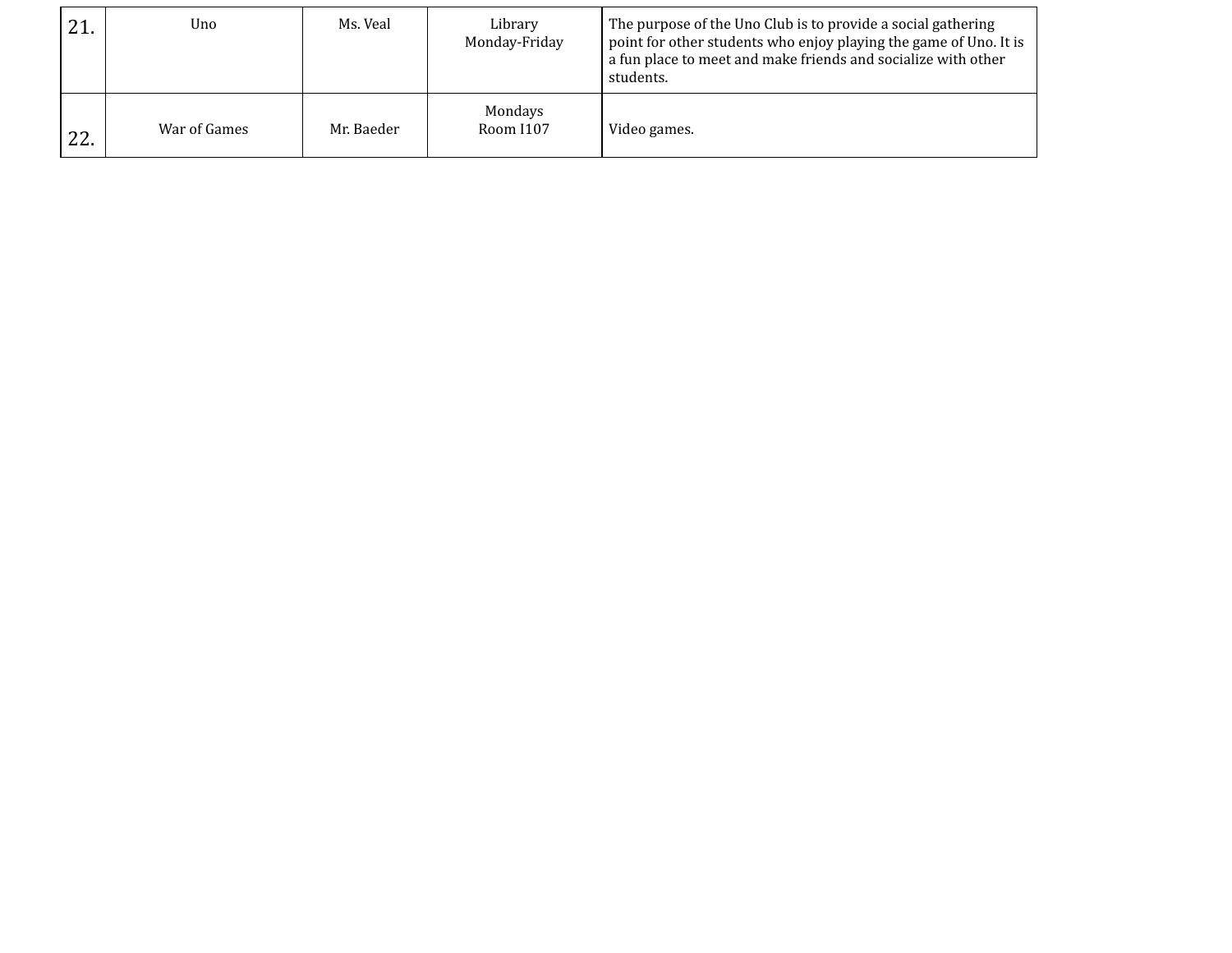| | | | | |
|---|---|---|---|---|
| 21. | Uno | Ms. Veal | Library<br>Monday-Friday | The purpose of the Uno Club is to provide a social gathering point for other students who enjoy playing the game of Uno. It is a fun place to meet and make friends and socialize with other students. |
| 22. | War of Games | Mr. Baeder | Mondays<br>Room I107 | Video games. |